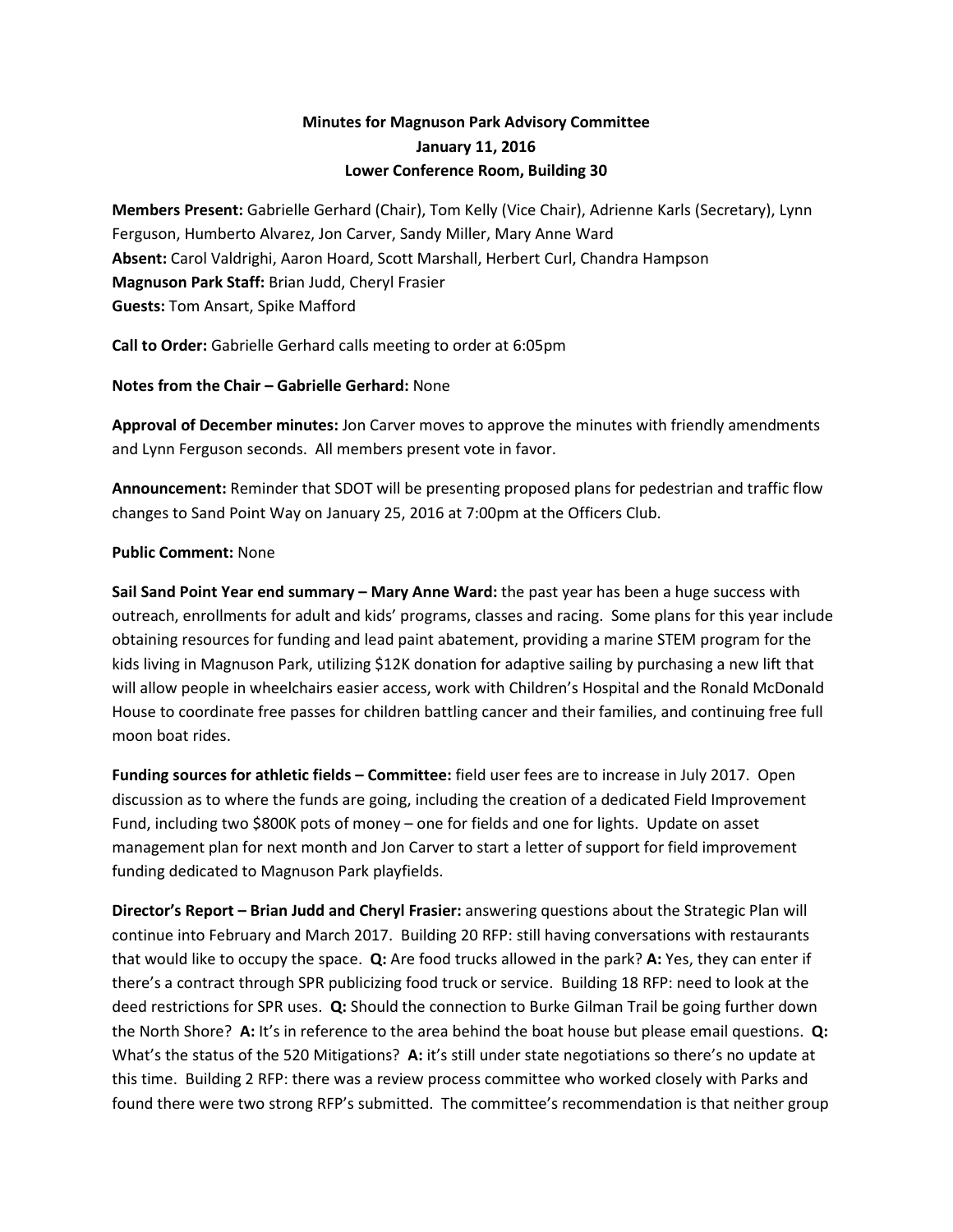**Minutes for Magnuson Park Advisory Committee**
**January 11, 2016**
**Lower Conference Room, Building 30**

**Members Present:** Gabrielle Gerhard (Chair), Tom Kelly (Vice Chair), Adrienne Karls (Secretary), Lynn Ferguson, Humberto Alvarez, Jon Carver, Sandy Miller, Mary Anne Ward
**Absent:** Carol Valdrighi, Aaron Hoard, Scott Marshall, Herbert Curl, Chandra Hampson
**Magnuson Park Staff:** Brian Judd, Cheryl Frasier
**Guests:** Tom Ansart, Spike Mafford

**Call to Order:** Gabrielle Gerhard calls meeting to order at 6:05pm

**Notes from the Chair – Gabrielle Gerhard:** None

**Approval of December minutes:** Jon Carver moves to approve the minutes with friendly amendments and Lynn Ferguson seconds. All members present vote in favor.

**Announcement:** Reminder that SDOT will be presenting proposed plans for pedestrian and traffic flow changes to Sand Point Way on January 25, 2016 at 7:00pm at the Officers Club.

**Public Comment:** None

**Sail Sand Point Year end summary – Mary Anne Ward:** the past year has been a huge success with outreach, enrollments for adult and kids' programs, classes and racing. Some plans for this year include obtaining resources for funding and lead paint abatement, providing a marine STEM program for the kids living in Magnuson Park, utilizing $12K donation for adaptive sailing by purchasing a new lift that will allow people in wheelchairs easier access, work with Children's Hospital and the Ronald McDonald House to coordinate free passes for children battling cancer and their families, and continuing free full moon boat rides.

**Funding sources for athletic fields – Committee:** field user fees are to increase in July 2017. Open discussion as to where the funds are going, including the creation of a dedicated Field Improvement Fund, including two $800K pots of money – one for fields and one for lights. Update on asset management plan for next month and Jon Carver to start a letter of support for field improvement funding dedicated to Magnuson Park playfields.

**Director's Report – Brian Judd and Cheryl Frasier:** answering questions about the Strategic Plan will continue into February and March 2017. Building 20 RFP: still having conversations with restaurants that would like to occupy the space. **Q:** Are food trucks allowed in the park? **A:** Yes, they can enter if there's a contract through SPR publicizing food truck or service. Building 18 RFP: need to look at the deed restrictions for SPR uses. **Q:** Should the connection to Burke Gilman Trail be going further down the North Shore? **A:** It's in reference to the area behind the boat house but please email questions. **Q:** What's the status of the 520 Mitigations? **A:** it's still under state negotiations so there's no update at this time. Building 2 RFP: there was a review process committee who worked closely with Parks and found there were two strong RFP's submitted. The committee's recommendation is that neither group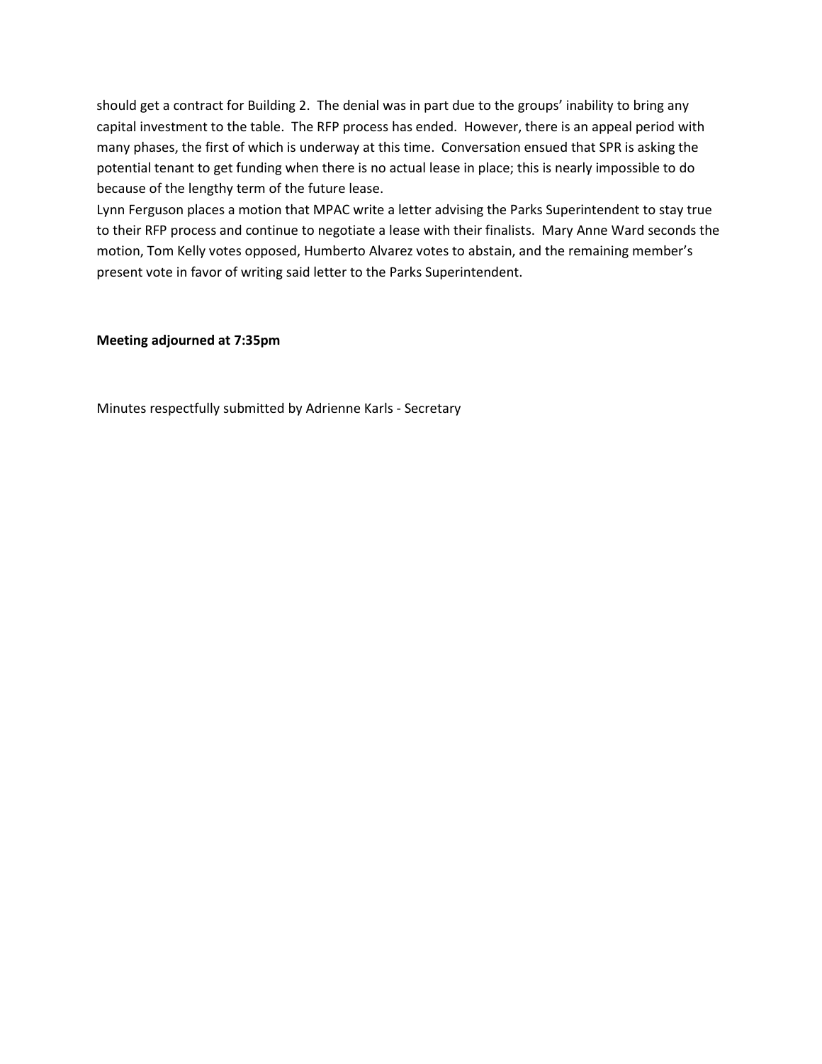should get a contract for Building 2. The denial was in part due to the groups' inability to bring any capital investment to the table. The RFP process has ended. However, there is an appeal period with many phases, the first of which is underway at this time. Conversation ensued that SPR is asking the potential tenant to get funding when there is no actual lease in place; this is nearly impossible to do because of the lengthy term of the future lease.

Lynn Ferguson places a motion that MPAC write a letter advising the Parks Superintendent to stay true to their RFP process and continue to negotiate a lease with their finalists. Mary Anne Ward seconds the motion, Tom Kelly votes opposed, Humberto Alvarez votes to abstain, and the remaining member's present vote in favor of writing said letter to the Parks Superintendent.

**Meeting adjourned at 7:35pm**

Minutes respectfully submitted by Adrienne Karls - Secretary